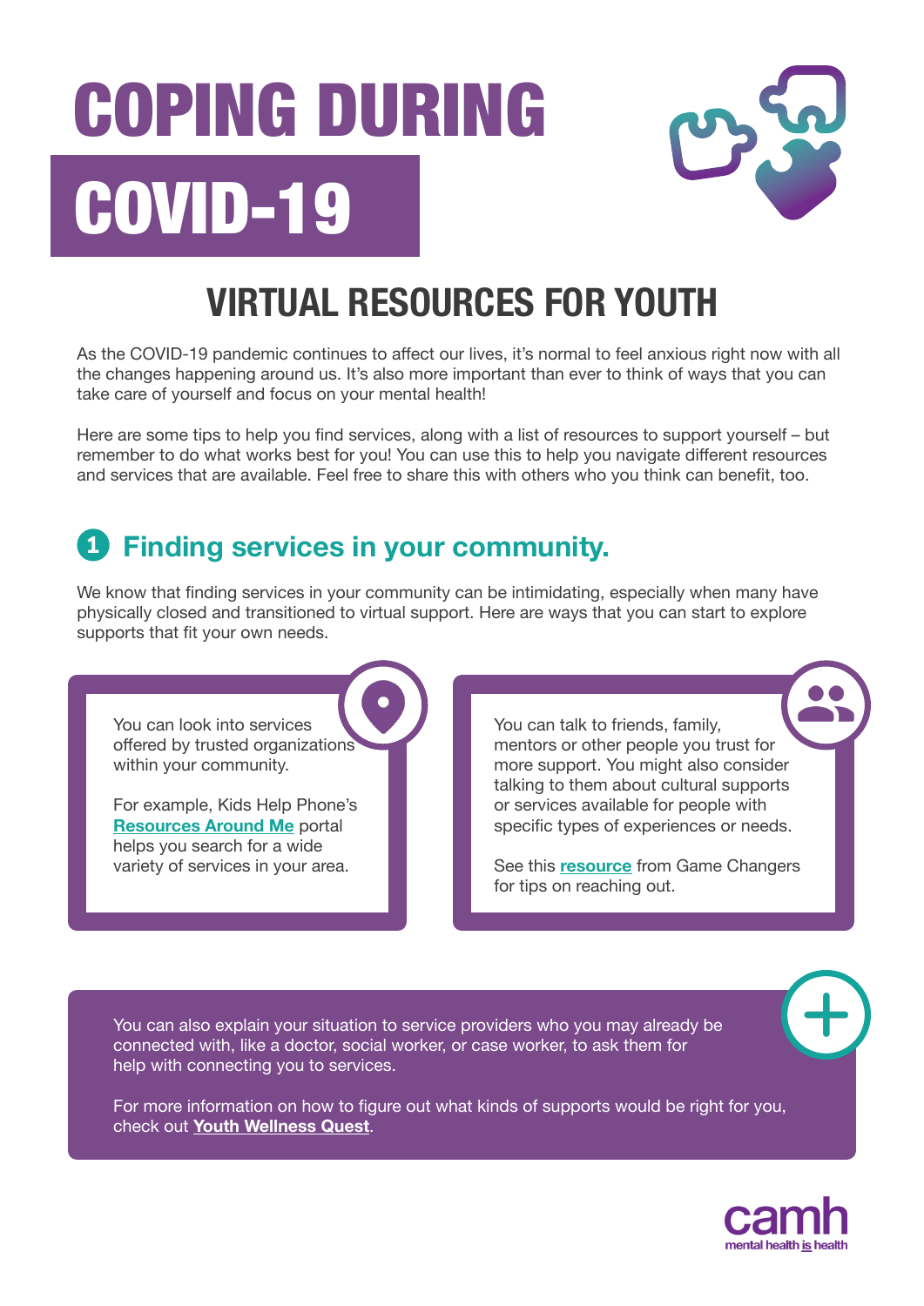# COPING DURING COVID-19

## VIRTUAL RESOURCES FOR YOUTH

As the COVID-19 pandemic continues to affect our lives, it's normal to feel anxious right now with all the changes happening around us. It's also more important than ever to think of ways that you can take care of yourself and focus on your mental health!

Here are some tips to help you find services, along with a list of resources to support yourself – but remember to do what works best for you! You can use this to help you navigate different resources and services that are available. Feel free to share this with others who you think can benefit, too.

### 1 Finding services in your community.

We know that finding services in your community can be intimidating, especially when many have physically closed and transitioned to virtual support. Here are ways that you can start to explore supports that fit your own needs.

You can look into services offered by trusted organizations within your community.

For example, Kids Help Phone's **Resources Around Me** portal helps you search for a wide variety of services in your area.

You can talk to friends, family, mentors or other people you trust for more support. You might also consider talking to them about cultural supports or services available for people with specific types of experiences or needs.

See this **resource** from Game Changers for tips on reaching out.

You can also explain your situation to service providers who you may already be connected with, like a doctor, social worker, or case worker, to ask them for help with connecting you to services.

For more information on how to figure out what kinds of supports would be right for you, check out **Youth Wellness Quest**.

camh
mental health is health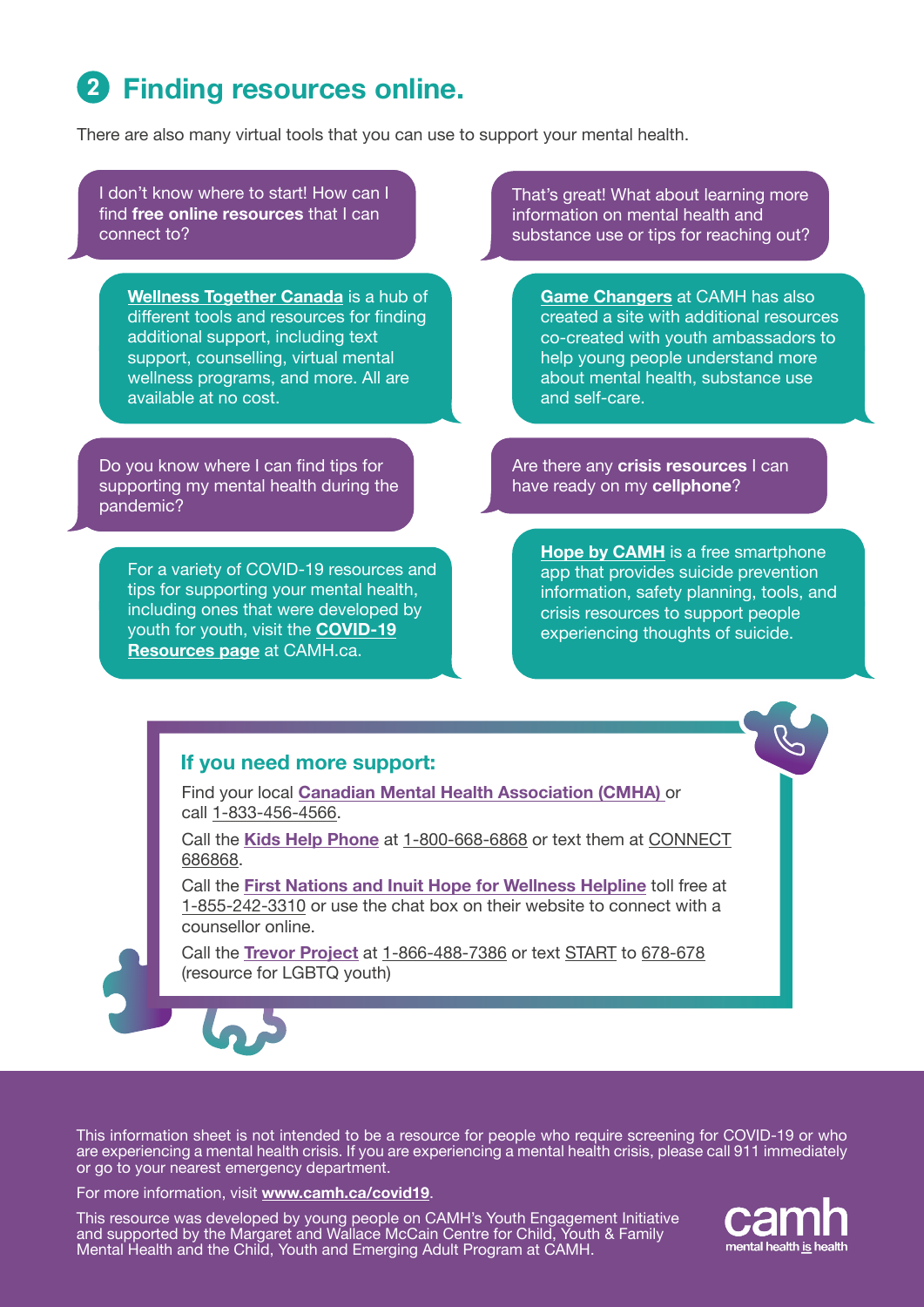## 2 Finding resources online.

There are also many virtual tools that you can use to support your mental health.

I don't know where to start! How can I find **free online resources** that I can connect to?

**Wellness Together Canada** is a hub of different tools and resources for finding additional support, including text support, counselling, virtual mental wellness programs, and more. All are available at no cost.

Do you know where I can find tips for supporting my mental health during the pandemic?

For a variety of COVID-19 resources and tips for supporting your mental health, including ones that were developed by youth for youth, visit the **COVID-19 Resources page** at CAMH.ca.

That's great! What about learning more information on mental health and substance use or tips for reaching out?

**Game Changers** at CAMH has also created a site with additional resources co-created with youth ambassadors to help young people understand more about mental health, substance use and self-care.

Are there any **crisis resources** I can have ready on my **cellphone**?

**Hope by CAMH** is a free smartphone app that provides suicide prevention information, safety planning, tools, and crisis resources to support people experiencing thoughts of suicide.

### If you need more support:

Find your local **Canadian Mental Health Association (CMHA)** or call 1-833-456-4566.

Call the **Kids Help Phone** at 1-800-668-6868 or text them at CONNECT 686868.

Call the **First Nations and Inuit Hope for Wellness Helpline** toll free at 1-855-242-3310 or use the chat box on their website to connect with a counsellor online.

Call the **Trevor Project** at 1-866-488-7386 or text START to 678-678 (resource for LGBTQ youth)

This information sheet is not intended to be a resource for people who require screening for COVID-19 or who are experiencing a mental health crisis. If you are experiencing a mental health crisis, please call 911 immediately or go to your nearest emergency department.

For more information, visit **www.camh.ca/covid19**.

This resource was developed by young people on CAMH's Youth Engagement Initiative and supported by the Margaret and Wallace McCain Centre for Child, Youth & Family Mental Health and the Child, Youth and Emerging Adult Program at CAMH.

camh
mental health is health